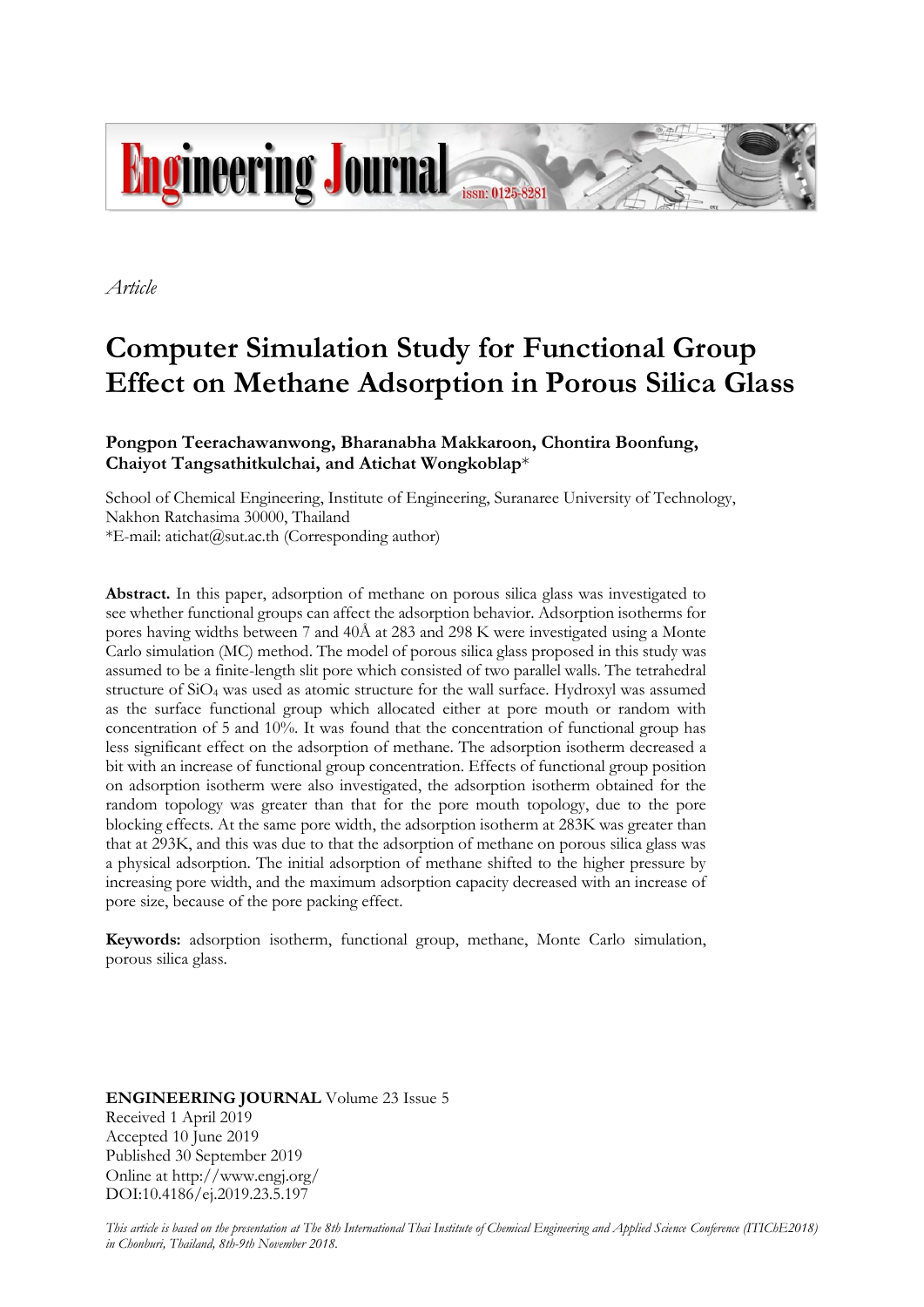*Article*

# Computer Simulation Study for Functional Group Effect on Methane Adsorption in Porous Silica Glass

**Pongpon Teerachawanwong, Bharanabha Makkaroon, Chontira Boonfung, Chaiyot Tangsathitkulchai, and Atichat Wongkoblap***

School of Chemical Engineering, Institute of Engineering, Suranaree University of Technology, Nakhon Ratchasima 30000, Thailand
*E-mail: atichat@sut.ac.th (Corresponding author)

**Abstract.** In this paper, adsorption of methane on porous silica glass was investigated to see whether functional groups can affect the adsorption behavior. Adsorption isotherms for pores having widths between 7 and 40Å at 283 and 298 K were investigated using a Monte Carlo simulation (MC) method. The model of porous silica glass proposed in this study was assumed to be a finite-length slit pore which consisted of two parallel walls. The tetrahedral structure of $SiO_4$ was used as atomic structure for the wall surface. Hydroxyl was assumed as the surface functional group which allocated either at pore mouth or random with concentration of 5 and 10%. It was found that the concentration of functional group has less significant effect on the adsorption of methane. The adsorption isotherm decreased a bit with an increase of functional group concentration. Effects of functional group position on adsorption isotherm were also investigated, the adsorption isotherm obtained for the random topology was greater than that for the pore mouth topology, due to the pore blocking effects. At the same pore width, the adsorption isotherm at 283K was greater than that at 293K, and this was due to that the adsorption of methane on porous silica glass was a physical adsorption. The initial adsorption of methane shifted to the higher pressure by increasing pore width, and the maximum adsorption capacity decreased with an increase of pore size, because of the pore packing effect.

**Keywords:** adsorption isotherm, functional group, methane, Monte Carlo simulation, porous silica glass.

**ENGINEERING JOURNAL** Volume 23 Issue 5
Received 1 April 2019
Accepted 10 June 2019
Published 30 September 2019
Online at http://www.engj.org/
DOI:10.4186/ej.2019.23.5.197

*This article is based on the presentation at The 8th International Thai Institute of Chemical Engineering and Applied Science Conference (ITIChE2018) in Chonburi, Thailand, 8th-9th November 2018.*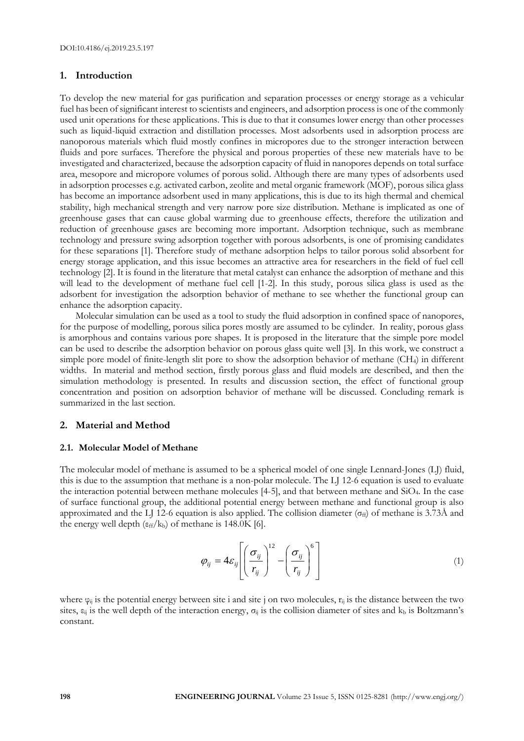## 1. Introduction

To develop the new material for gas purification and separation processes or energy storage as a vehicular fuel has been of significant interest to scientists and engineers, and adsorption process is one of the commonly used unit operations for these applications. This is due to that it consumes lower energy than other processes such as liquid-liquid extraction and distillation processes. Most adsorbents used in adsorption process are nanoporous materials which fluid mostly confines in micropores due to the stronger interaction between fluids and pore surfaces. Therefore the physical and porous properties of these new materials have to be investigated and characterized, because the adsorption capacity of fluid in nanopores depends on total surface area, mesopore and micropore volumes of porous solid. Although there are many types of adsorbents used in adsorption processes e.g. activated carbon, zeolite and metal organic framework (MOF), porous silica glass has become an importance adsorbent used in many applications, this is due to its high thermal and chemical stability, high mechanical strength and very narrow pore size distribution. Methane is implicated as one of greenhouse gases that can cause global warming due to greenhouse effects, therefore the utilization and reduction of greenhouse gases are becoming more important. Adsorption technique, such as membrane technology and pressure swing adsorption together with porous adsorbents, is one of promising candidates for these separations [1]. Therefore study of methane adsorption helps to tailor porous solid absorbent for energy storage application, and this issue becomes an attractive area for researchers in the field of fuel cell technology [2]. It is found in the literature that metal catalyst can enhance the adsorption of methane and this will lead to the development of methane fuel cell [1-2]. In this study, porous silica glass is used as the adsorbent for investigation the adsorption behavior of methane to see whether the functional group can enhance the adsorption capacity.

Molecular simulation can be used as a tool to study the fluid adsorption in confined space of nanopores, for the purpose of modelling, porous silica pores mostly are assumed to be cylinder. In reality, porous glass is amorphous and contains various pore shapes. It is proposed in the literature that the simple pore model can be used to describe the adsorption behavior on porous glass quite well [3]. In this work, we construct a simple pore model of finite-length slit pore to show the adsorption behavior of methane ($CH_4$) in different widths. In material and method section, firstly porous glass and fluid models are described, and then the simulation methodology is presented. In results and discussion section, the effect of functional group concentration and position on adsorption behavior of methane will be discussed. Concluding remark is summarized in the last section.

## 2. Material and Method

### 2.1. Molecular Model of Methane

The molecular model of methane is assumed to be a spherical model of one single Lennard-Jones (LJ) fluid, this is due to the assumption that methane is a non-polar molecule. The LJ 12-6 equation is used to evaluate the interaction potential between methane molecules [4-5], and that between methane and $SiO_4$. In the case of surface functional group, the additional potential energy between methane and functional group is also approximated and the LJ 12-6 equation is also applied. The collision diameter ($\sigma_{ff}$) of methane is 3.73Å and the energy well depth ($\varepsilon_{ff}/k_b$) of methane is 148.0K [6].

$$\varphi_{ij} = 4\varepsilon_{ij}\left[\left(\frac{\sigma_{ij}}{r_{ij}}\right)^{12} - \left(\frac{\sigma_{ij}}{r_{ij}}\right)^{6}\right] \tag{1}$$

where $\varphi_{ij}$ is the potential energy between site i and site j on two molecules, $r_{ij}$ is the distance between the two sites, $\varepsilon_{ij}$ is the well depth of the interaction energy, $\sigma_{ij}$ is the collision diameter of sites and $k_b$ is Boltzmann's constant.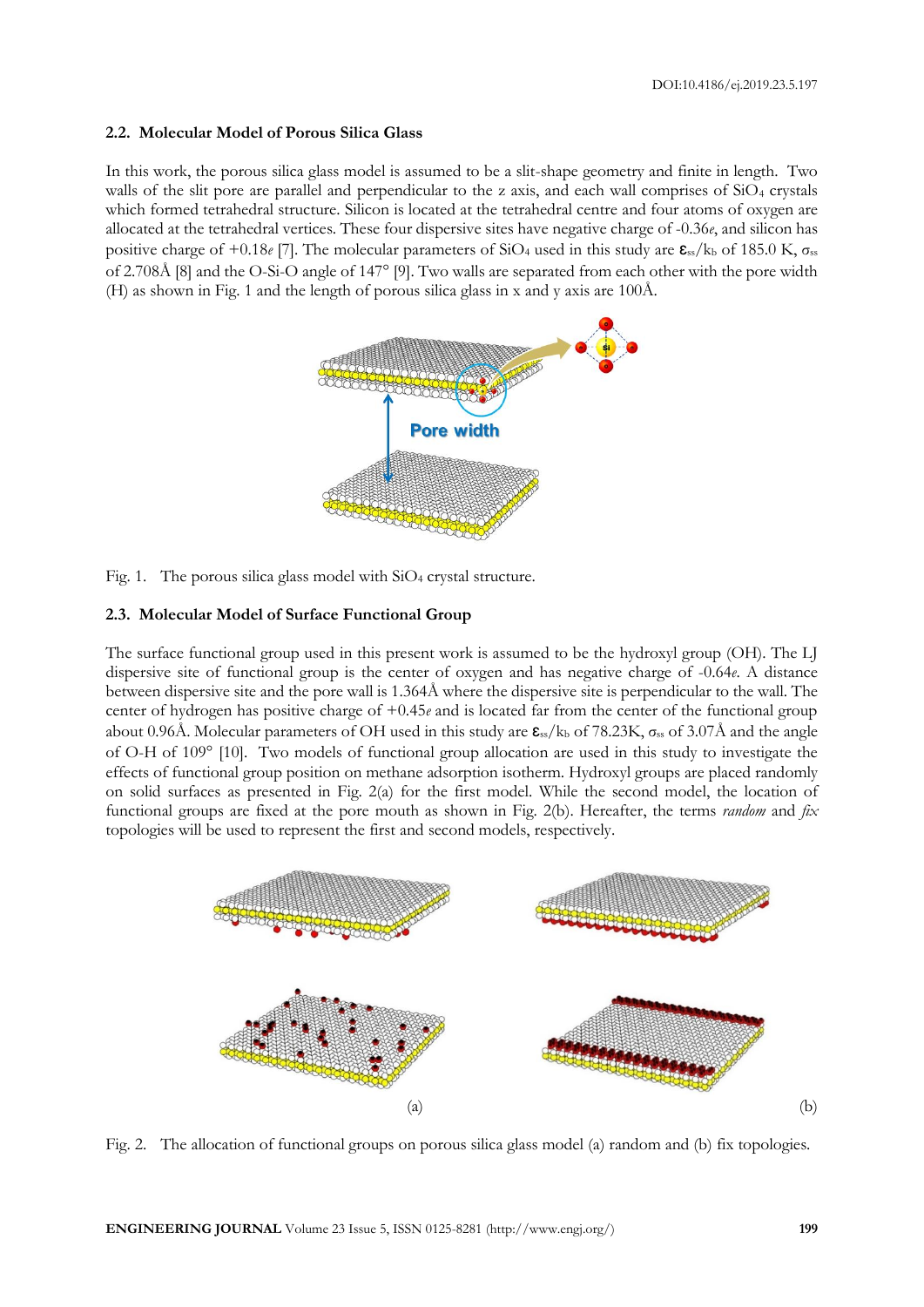### 2.2. Molecular Model of Porous Silica Glass

In this work, the porous silica glass model is assumed to be a slit-shape geometry and finite in length. Two walls of the slit pore are parallel and perpendicular to the z axis, and each wall comprises of $SiO_4$ crystals which formed tetrahedral structure. Silicon is located at the tetrahedral centre and four atoms of oxygen are allocated at the tetrahedral vertices. These four dispersive sites have negative charge of -0.36*e*, and silicon has positive charge of +0.18*e* [7]. The molecular parameters of $SiO_4$ used in this study are $\varepsilon_{ss}/k_b$ of 185.0 K, $\sigma_{ss}$ of 2.708Å [8] and the O-Si-O angle of 147° [9]. Two walls are separated from each other with the pore width (H) as shown in Fig. 1 and the length of porous silica glass in x and y axis are 100Å.

Fig. 1. The porous silica glass model with $SiO_4$ crystal structure.

### 2.3. Molecular Model of Surface Functional Group

The surface functional group used in this present work is assumed to be the hydroxyl group (OH). The LJ dispersive site of functional group is the center of oxygen and has negative charge of -0.64*e*. A distance between dispersive site and the pore wall is 1.364Å where the dispersive site is perpendicular to the wall. The center of hydrogen has positive charge of +0.45*e* and is located far from the center of the functional group about 0.96Å. Molecular parameters of OH used in this study are $\varepsilon_{ss}/k_b$ of 78.23K, $\sigma_{ss}$ of 3.07Å and the angle of O-H of 109° [10]. Two models of functional group allocation are used in this study to investigate the effects of functional group position on methane adsorption isotherm. Hydroxyl groups are placed randomly on solid surfaces as presented in Fig. 2(a) for the first model. While the second model, the location of functional groups are fixed at the pore mouth as shown in Fig. 2(b). Hereafter, the terms *random* and *fix* topologies will be used to represent the first and second models, respectively.

Fig. 2. The allocation of functional groups on porous silica glass model (a) random and (b) fix topologies.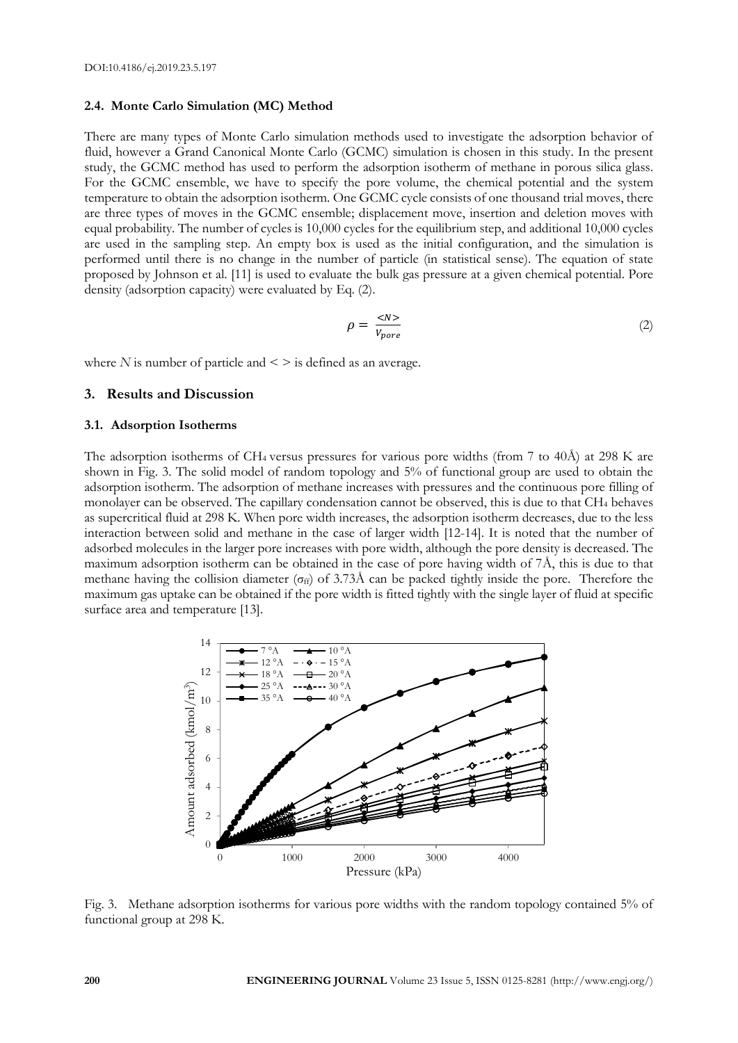### 2.4. Monte Carlo Simulation (MC) Method

There are many types of Monte Carlo simulation methods used to investigate the adsorption behavior of fluid, however a Grand Canonical Monte Carlo (GCMC) simulation is chosen in this study. In the present study, the GCMC method has used to perform the adsorption isotherm of methane in porous silica glass. For the GCMC ensemble, we have to specify the pore volume, the chemical potential and the system temperature to obtain the adsorption isotherm. One GCMC cycle consists of one thousand trial moves, there are three types of moves in the GCMC ensemble; displacement move, insertion and deletion moves with equal probability. The number of cycles is 10,000 cycles for the equilibrium step, and additional 10,000 cycles are used in the sampling step. An empty box is used as the initial configuration, and the simulation is performed until there is no change in the number of particle (in statistical sense). The equation of state proposed by Johnson et al. [11] is used to evaluate the bulk gas pressure at a given chemical potential. Pore density (adsorption capacity) were evaluated by Eq. (2).

$$\rho = \frac{<N>}{V_{pore}} \tag{2}$$

where $N$ is number of particle and < > is defined as an average.

## 3. Results and Discussion

### 3.1. Adsorption Isotherms

The adsorption isotherms of $CH_4$ versus pressures for various pore widths (from 7 to 40Å) at 298 K are shown in Fig. 3. The solid model of random topology and 5% of functional group are used to obtain the adsorption isotherm. The adsorption of methane increases with pressures and the continuous pore filling of monolayer can be observed. The capillary condensation cannot be observed, this is due to that $CH_4$ behaves as supercritical fluid at 298 K. When pore width increases, the adsorption isotherm decreases, due to the less interaction between solid and methane in the case of larger width [12-14]. It is noted that the number of adsorbed molecules in the larger pore increases with pore width, although the pore density is decreased. The maximum adsorption isotherm can be obtained in the case of pore having width of 7Å, this is due to that methane having the collision diameter ($\sigma_{ff}$) of 3.73Å can be packed tightly inside the pore. Therefore the maximum gas uptake can be obtained if the pore width is fitted tightly with the single layer of fluid at specific surface area and temperature [13].

Fig. 3. Methane adsorption isotherms for various pore widths with the random topology contained 5% of functional group at 298 K.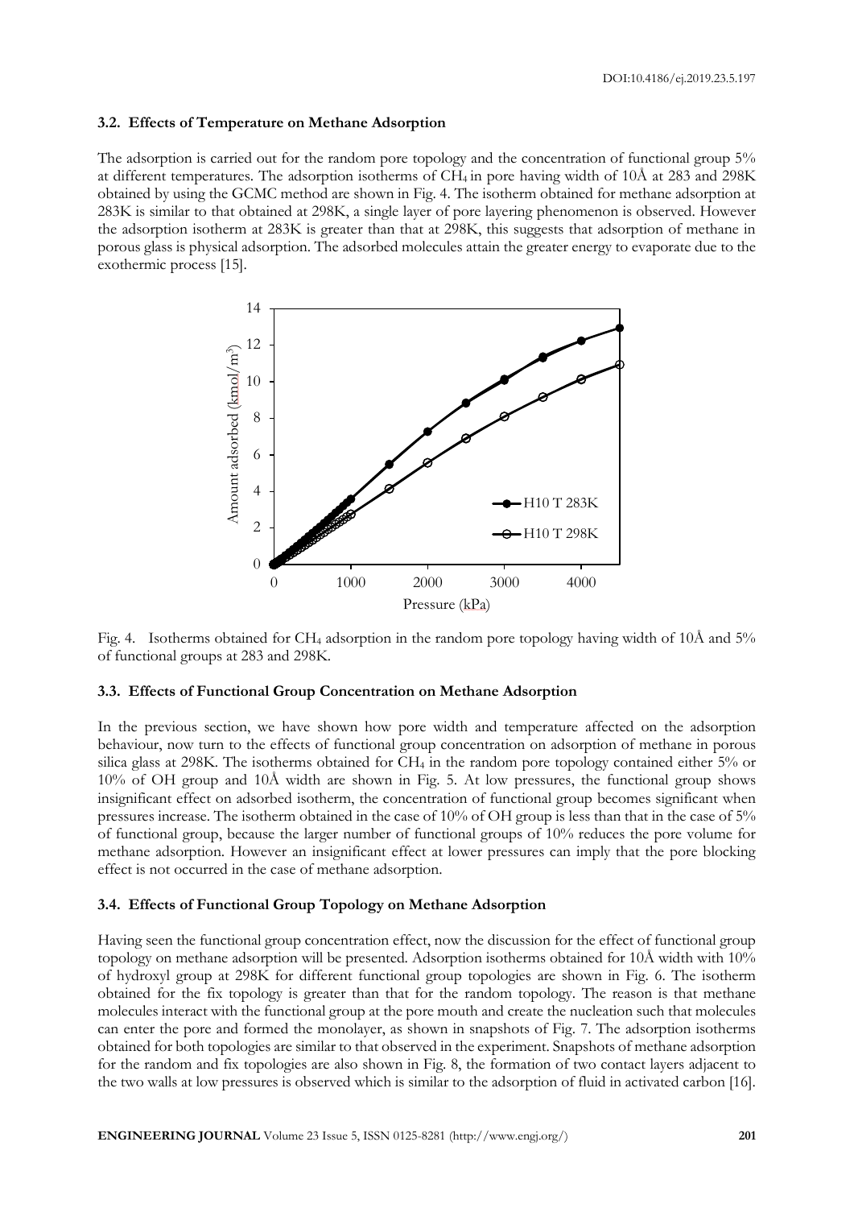### 3.2. Effects of Temperature on Methane Adsorption

The adsorption is carried out for the random pore topology and the concentration of functional group 5% at different temperatures. The adsorption isotherms of $CH_4$ in pore having width of 10Å at 283 and 298K obtained by using the GCMC method are shown in Fig. 4. The isotherm obtained for methane adsorption at 283K is similar to that obtained at 298K, a single layer of pore layering phenomenon is observed. However the adsorption isotherm at 283K is greater than that at 298K, this suggests that adsorption of methane in porous glass is physical adsorption. The adsorbed molecules attain the greater energy to evaporate due to the exothermic process [15].

Fig. 4. Isotherms obtained for $CH_4$ adsorption in the random pore topology having width of 10Å and 5% of functional groups at 283 and 298K.

### 3.3. Effects of Functional Group Concentration on Methane Adsorption

In the previous section, we have shown how pore width and temperature affected on the adsorption behaviour, now turn to the effects of functional group concentration on adsorption of methane in porous silica glass at 298K. The isotherms obtained for $CH_4$ in the random pore topology contained either 5% or 10% of OH group and 10Å width are shown in Fig. 5. At low pressures, the functional group shows insignificant effect on adsorbed isotherm, the concentration of functional group becomes significant when pressures increase. The isotherm obtained in the case of 10% of OH group is less than that in the case of 5% of functional group, because the larger number of functional groups of 10% reduces the pore volume for methane adsorption. However an insignificant effect at lower pressures can imply that the pore blocking effect is not occurred in the case of methane adsorption.

### 3.4. Effects of Functional Group Topology on Methane Adsorption

Having seen the functional group concentration effect, now the discussion for the effect of functional group topology on methane adsorption will be presented. Adsorption isotherms obtained for 10Å width with 10% of hydroxyl group at 298K for different functional group topologies are shown in Fig. 6. The isotherm obtained for the fix topology is greater than that for the random topology. The reason is that methane molecules interact with the functional group at the pore mouth and create the nucleation such that molecules can enter the pore and formed the monolayer, as shown in snapshots of Fig. 7. The adsorption isotherms obtained for both topologies are similar to that observed in the experiment. Snapshots of methane adsorption for the random and fix topologies are also shown in Fig. 8, the formation of two contact layers adjacent to the two walls at low pressures is observed which is similar to the adsorption of fluid in activated carbon [16].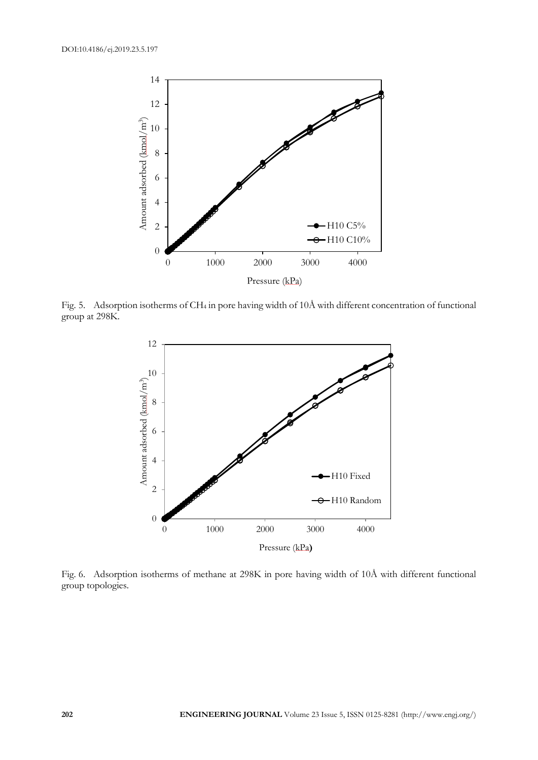Fig. 5. Adsorption isotherms of $CH_4$ in pore having width of 10Å with different concentration of functional group at 298K.

Fig. 6. Adsorption isotherms of methane at 298K in pore having width of 10Å with different functional group topologies.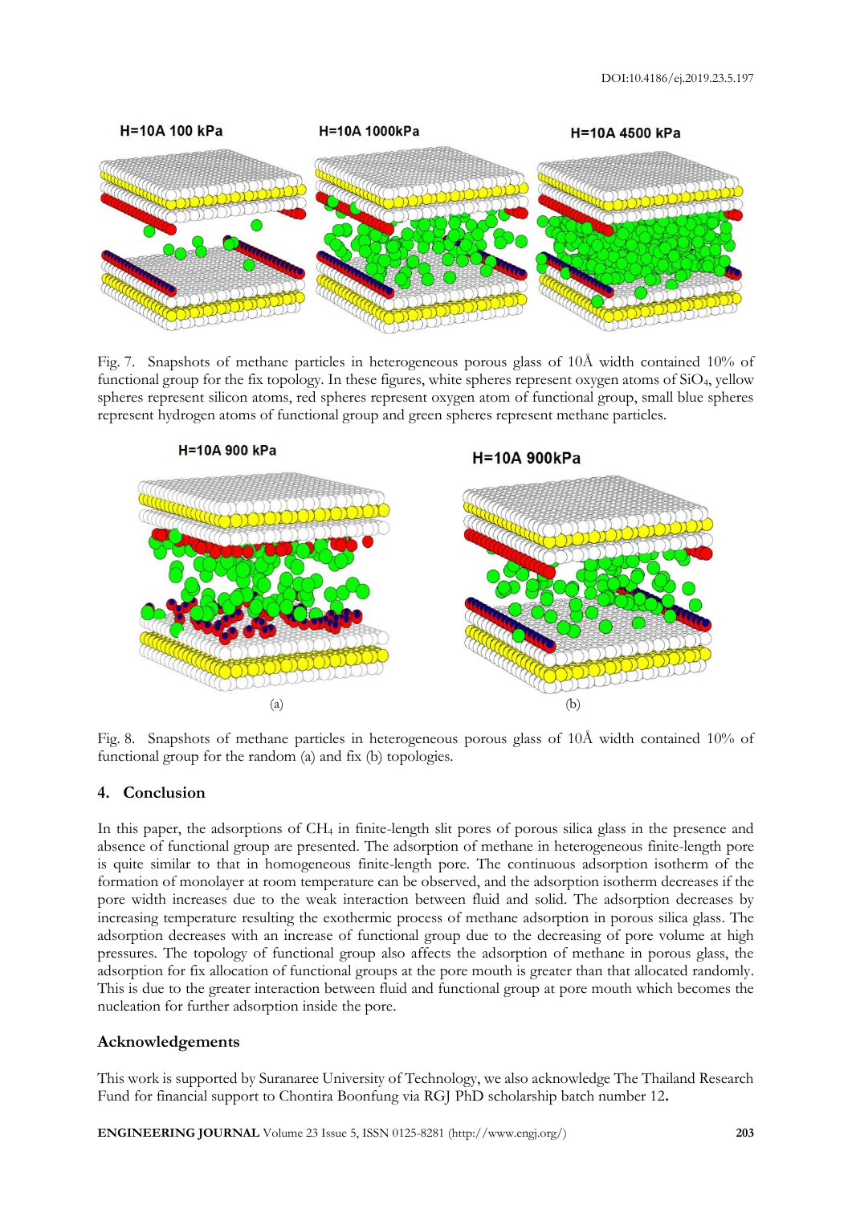Fig. 7. Snapshots of methane particles in heterogeneous porous glass of 10Å width contained 10% of functional group for the fix topology. In these figures, white spheres represent oxygen atoms of $SiO_4$, yellow spheres represent silicon atoms, red spheres represent oxygen atom of functional group, small blue spheres represent hydrogen atoms of functional group and green spheres represent methane particles.

Fig. 8. Snapshots of methane particles in heterogeneous porous glass of 10Å width contained 10% of functional group for the random (a) and fix (b) topologies.

## 4. Conclusion

In this paper, the adsorptions of $CH_4$ in finite-length slit pores of porous silica glass in the presence and absence of functional group are presented. The adsorption of methane in heterogeneous finite-length pore is quite similar to that in homogeneous finite-length pore. The continuous adsorption isotherm of the formation of monolayer at room temperature can be observed, and the adsorption isotherm decreases if the pore width increases due to the weak interaction between fluid and solid. The adsorption decreases by increasing temperature resulting the exothermic process of methane adsorption in porous silica glass. The adsorption decreases with an increase of functional group due to the decreasing of pore volume at high pressures. The topology of functional group also affects the adsorption of methane in porous glass, the adsorption for fix allocation of functional groups at the pore mouth is greater than that allocated randomly. This is due to the greater interaction between fluid and functional group at pore mouth which becomes the nucleation for further adsorption inside the pore.

## Acknowledgements

This work is supported by Suranaree University of Technology, we also acknowledge The Thailand Research Fund for financial support to Chontira Boonfung via RGJ PhD scholarship batch number 12**.**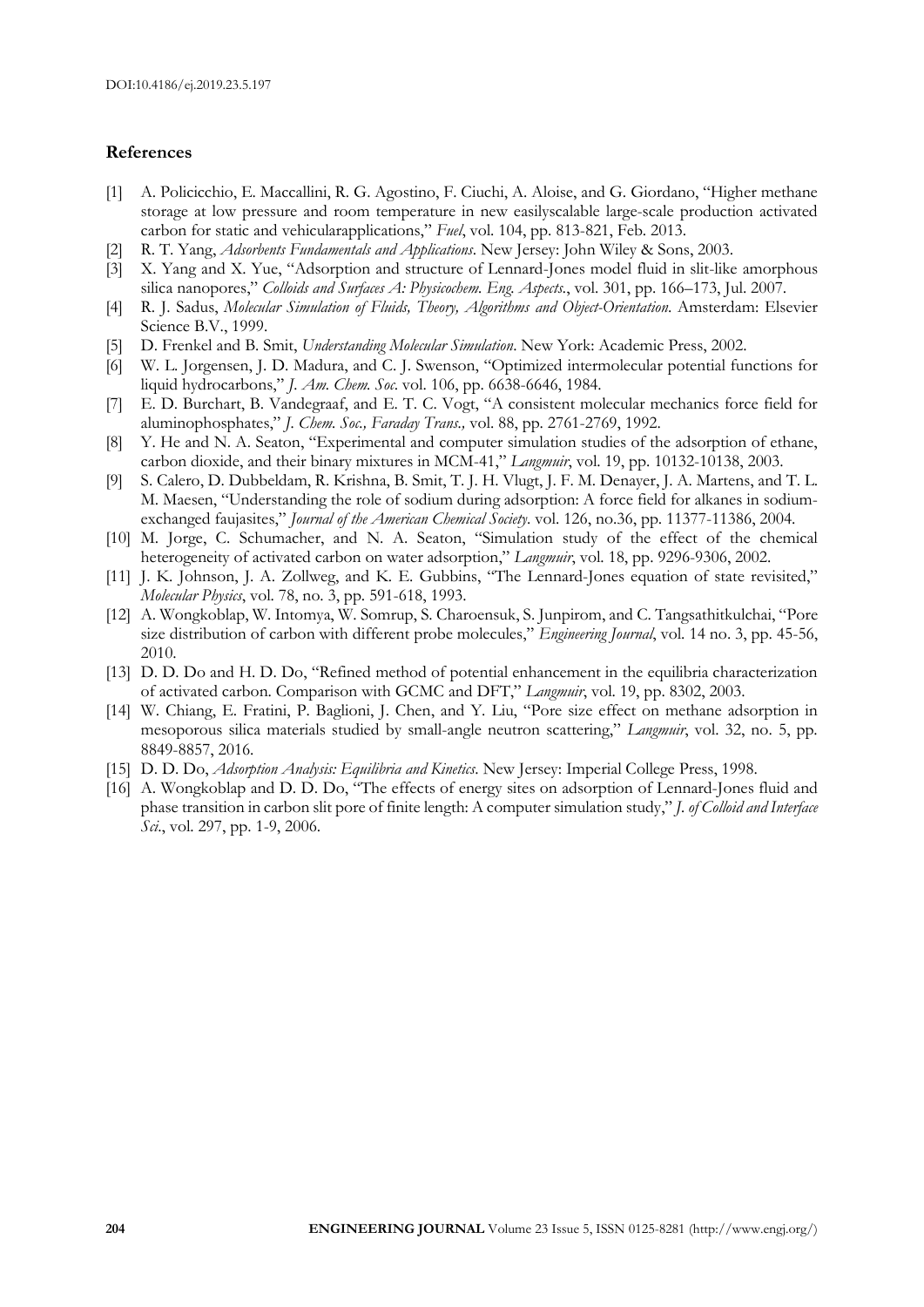## References

[1] A. Policicchio, E. Maccallini, R. G. Agostino, F. Ciuchi, A. Aloise, and G. Giordano, "Higher methane storage at low pressure and room temperature in new easilyscalable large-scale production activated carbon for static and vehicularapplications," *Fuel*, vol. 104, pp. 813-821, Feb. 2013.

[2] R. T. Yang, *Adsorbents Fundamentals and Applications*. New Jersey: John Wiley & Sons, 2003.

[3] X. Yang and X. Yue, "Adsorption and structure of Lennard-Jones model fluid in slit-like amorphous silica nanopores," *Colloids and Surfaces A: Physicochem. Eng. Aspects.*, vol. 301, pp. 166–173, Jul. 2007.

[4] R. J. Sadus, *Molecular Simulation of Fluids, Theory, Algorithms and Object-Orientation*. Amsterdam: Elsevier Science B.V., 1999.

[5] D. Frenkel and B. Smit, *Understanding Molecular Simulation*. New York: Academic Press, 2002.

[6] W. L. Jorgensen, J. D. Madura, and C. J. Swenson, "Optimized intermolecular potential functions for liquid hydrocarbons," *J. Am. Chem. Soc.* vol. 106, pp. 6638-6646, 1984.

[7] E. D. Burchart, B. Vandegraaf, and E. T. C. Vogt, "A consistent molecular mechanics force field for aluminophosphates," *J. Chem. Soc., Faraday Trans.,* vol. 88, pp. 2761-2769, 1992.

[8] Y. He and N. A. Seaton, "Experimental and computer simulation studies of the adsorption of ethane, carbon dioxide, and their binary mixtures in MCM-41," *Langmuir*, vol. 19, pp. 10132-10138, 2003.

[9] S. Calero, D. Dubbeldam, R. Krishna, B. Smit, T. J. H. Vlugt, J. F. M. Denayer, J. A. Martens, and T. L. M. Maesen, "Understanding the role of sodium during adsorption: A force field for alkanes in sodium-exchanged faujasites," *Journal of the American Chemical Society.* vol. 126, no.36, pp. 11377-11386, 2004.

[10] M. Jorge, C. Schumacher, and N. A. Seaton, "Simulation study of the effect of the chemical heterogeneity of activated carbon on water adsorption," *Langmuir*, vol. 18, pp. 9296-9306, 2002.

[11] J. K. Johnson, J. A. Zollweg, and K. E. Gubbins, "The Lennard-Jones equation of state revisited," *Molecular Physics*, vol. 78, no. 3, pp. 591-618, 1993.

[12] A. Wongkoblap, W. Intomya, W. Somrup, S. Charoensuk, S. Junpirom, and C. Tangsathitkulchai, "Pore size distribution of carbon with different probe molecules," *Engineering Journal*, vol. 14 no. 3, pp. 45-56, 2010.

[13] D. D. Do and H. D. Do, "Refined method of potential enhancement in the equilibria characterization of activated carbon. Comparison with GCMC and DFT," *Langmuir*, vol. 19, pp. 8302, 2003.

[14] W. Chiang, E. Fratini, P. Baglioni, J. Chen, and Y. Liu, "Pore size effect on methane adsorption in mesoporous silica materials studied by small-angle neutron scattering," *Langmuir*, vol. 32, no. 5, pp. 8849-8857, 2016.

[15] D. D. Do, *Adsorption Analysis: Equilibria and Kinetics*. New Jersey: Imperial College Press, 1998.

[16] A. Wongkoblap and D. D. Do, "The effects of energy sites on adsorption of Lennard-Jones fluid and phase transition in carbon slit pore of finite length: A computer simulation study," *J. of Colloid and Interface Sci.*, vol. 297, pp. 1-9, 2006.